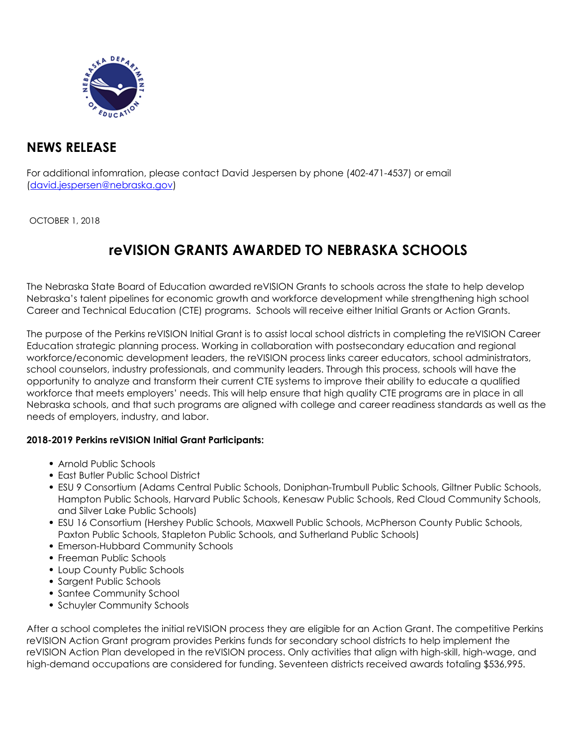## NEWS RELEASE

For additional infomration, please contact David Jespersen by phone (402-471-4537) or email (david.jespersen@nebraska.gov)

OCTOBER 1, 2018

# reVISION GRANTS AWARDED TO NEBRASKA SCHOOLS

The Nebraska State Board of Education awarded reVISION Grants to schools across the state to help develop Nebraska's talent pipelines for economic growth and workforce development while strengthening high school Career and Technical Education (CTE) programs. Schools will receive either Initial Grants or Action Grants.

The purpose of the Perkins reVISION Initial Grant is to assist local school districts in completing the reVISION Career Education strategic planning process. Working in collaboration with postsecondary education and regional workforce/economic development leaders, the reVISION process links career educators, school administrators, school counselors, industry professionals, and community leaders. Through this process, schools will have the opportunity to analyze and transform their current CTE systems to improve their ability to educate a qualified workforce that meets employers' needs. This will help ensure that high quality CTE programs are in place in all Nebraska schools, and that such programs are aligned with college and career readiness standards as well as the needs of employers, industry, and labor.

**2018-2019 Perkins reVISION Initial Grant Participants:**

- Arnold Public Schools
- East Butler Public School District
- ESU 9 Consortium (Adams Central Public Schools, Doniphan-Trumbull Public Schools, Giltner Public Schools, Hampton Public Schools, Harvard Public Schools, Kenesaw Public Schools, Red Cloud Community Schools, and Silver Lake Public Schools)
- ESU 16 Consortium (Hershey Public Schools, Maxwell Public Schools, McPherson County Public Schools, Paxton Public Schools, Stapleton Public Schools, and Sutherland Public Schools)
- Emerson-Hubbard Community Schools
- Freeman Public Schools
- Loup County Public Schools
- Sargent Public Schools
- Santee Community School
- Schuyler Community Schools

After a school completes the initial reVISION process they are eligible for an Action Grant. The competitive Perkins reVISION Action Grant program provides Perkins funds for secondary school districts to help implement the reVISION Action Plan developed in the reVISION process. Only activities that align with high-skill, high-wage, and high-demand occupations are considered for funding. Seventeen districts received awards totaling $536,995.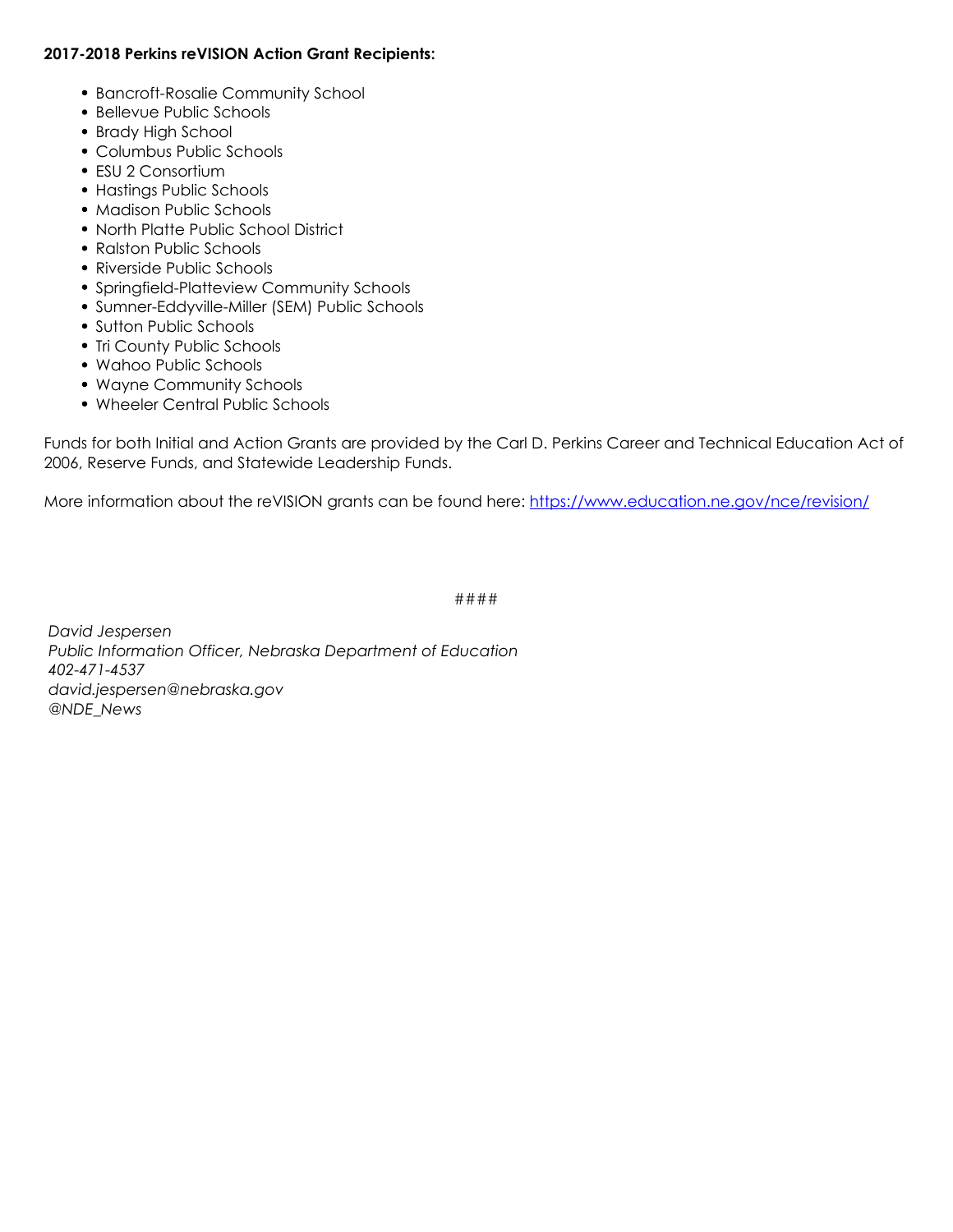**2017-2018 Perkins reVISION Action Grant Recipients:**

- Bancroft-Rosalie Community School
- Bellevue Public Schools
- Brady High School
- Columbus Public Schools
- ESU 2 Consortium
- Hastings Public Schools
- Madison Public Schools
- North Platte Public School District
- Ralston Public Schools
- Riverside Public Schools
- Springfield-Platteview Community Schools
- Sumner-Eddyville-Miller (SEM) Public Schools
- Sutton Public Schools
- Tri County Public Schools
- Wahoo Public Schools
- Wayne Community Schools
- Wheeler Central Public Schools

Funds for both Initial and Action Grants are provided by the Carl D. Perkins Career and Technical Education Act of 2006, Reserve Funds, and Statewide Leadership Funds.

More information about the reVISION grants can be found here: [https://www.education.ne.gov/nce/revision/](https://www.education.ne.gov/nce/revision/)

####

*David Jespersen*
*Public Information Officer, Nebraska Department of Education*
*402-471-4537*
*david.jespersen@nebraska.gov*
*@NDE_News*